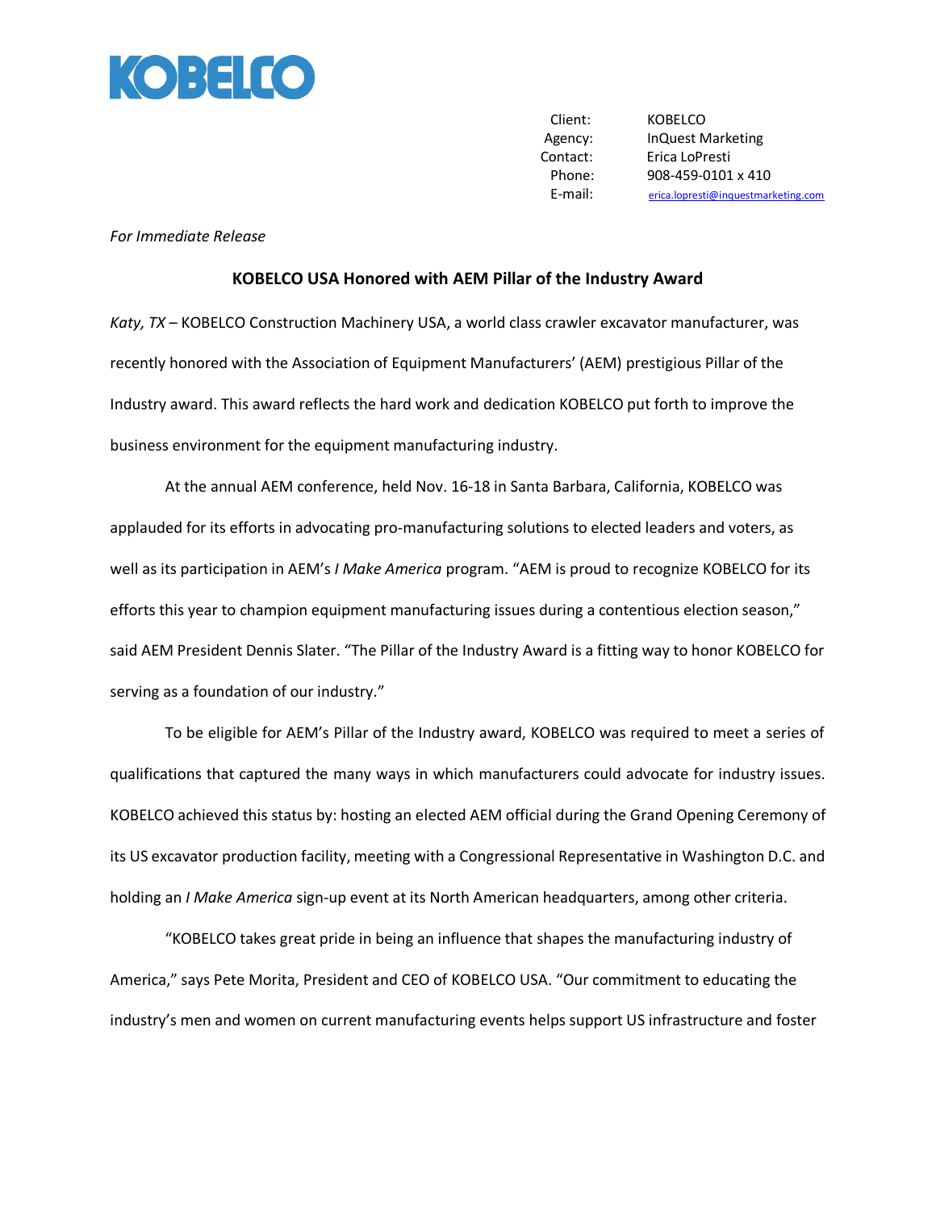KOBELCO

| | |
|---|---|
| Client: | KOBELCO |
| Agency: | InQuest Marketing |
| Contact: | Erica LoPresti |
| Phone: | 908-459-0101 x 410 |
| E-mail: | erica.lopresti@inquestmarketing.com |

*For Immediate Release*

**KOBELCO USA Honored with AEM Pillar of the Industry Award**

*Katy, TX* – KOBELCO Construction Machinery USA, a world class crawler excavator manufacturer, was recently honored with the Association of Equipment Manufacturers' (AEM) prestigious Pillar of the Industry award. This award reflects the hard work and dedication KOBELCO put forth to improve the business environment for the equipment manufacturing industry.

At the annual AEM conference, held Nov. 16-18 in Santa Barbara, California, KOBELCO was applauded for its efforts in advocating pro-manufacturing solutions to elected leaders and voters, as well as its participation in AEM's *I Make America* program. "AEM is proud to recognize KOBELCO for its efforts this year to champion equipment manufacturing issues during a contentious election season," said AEM President Dennis Slater. "The Pillar of the Industry Award is a fitting way to honor KOBELCO for serving as a foundation of our industry."

To be eligible for AEM's Pillar of the Industry award, KOBELCO was required to meet a series of qualifications that captured the many ways in which manufacturers could advocate for industry issues. KOBELCO achieved this status by: hosting an elected AEM official during the Grand Opening Ceremony of its US excavator production facility, meeting with a Congressional Representative in Washington D.C. and holding an *I Make America* sign-up event at its North American headquarters, among other criteria.

"KOBELCO takes great pride in being an influence that shapes the manufacturing industry of America," says Pete Morita, President and CEO of KOBELCO USA. "Our commitment to educating the industry's men and women on current manufacturing events helps support US infrastructure and foster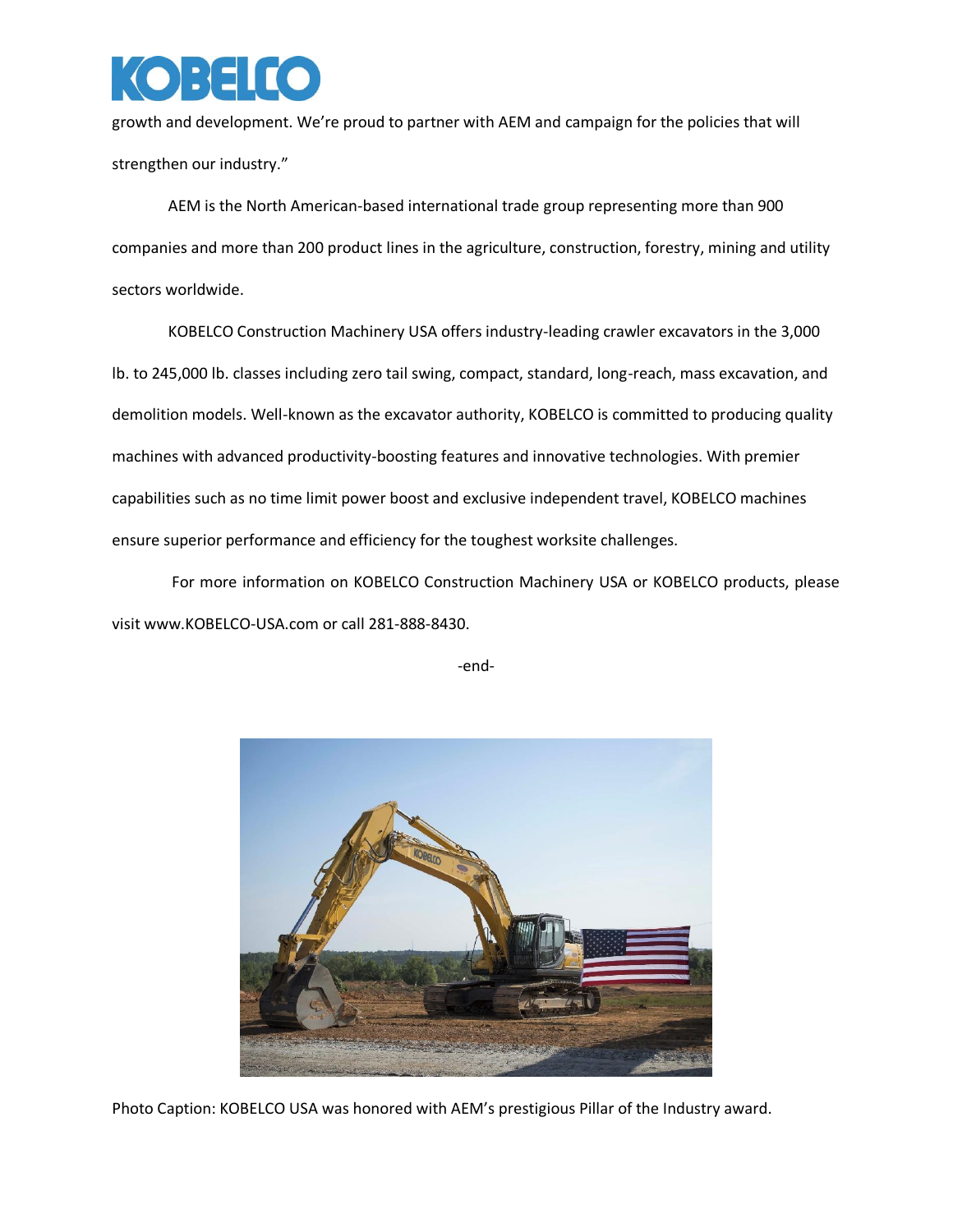growth and development. We're proud to partner with AEM and campaign for the policies that will strengthen our industry."

AEM is the North American-based international trade group representing more than 900 companies and more than 200 product lines in the agriculture, construction, forestry, mining and utility sectors worldwide.

KOBELCO Construction Machinery USA offers industry-leading crawler excavators in the 3,000 lb. to 245,000 lb. classes including zero tail swing, compact, standard, long-reach, mass excavation, and demolition models. Well-known as the excavator authority, KOBELCO is committed to producing quality machines with advanced productivity-boosting features and innovative technologies. With premier capabilities such as no time limit power boost and exclusive independent travel, KOBELCO machines ensure superior performance and efficiency for the toughest worksite challenges.

For more information on KOBELCO Construction Machinery USA or KOBELCO products, please visit www.KOBELCO-USA.com or call 281-888-8430.

-end-

Photo Caption: KOBELCO USA was honored with AEM's prestigious Pillar of the Industry award.